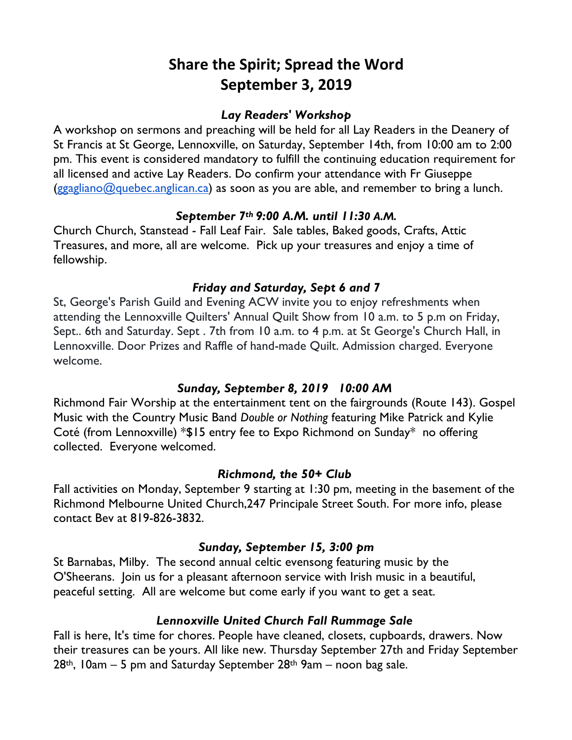# Share the Spirit; Spread the Word
# September 3, 2019

### *Lay Readers' Workshop*

A workshop on sermons and preaching will be held for all Lay Readers in the Deanery of St Francis at St George, Lennoxville, on Saturday, September 14th, from 10:00 am to 2:00 pm. This event is considered mandatory to fulfill the continuing education requirement for all licensed and active Lay Readers. Do confirm your attendance with Fr Giuseppe (ggagliano@quebec.anglican.ca) as soon as you are able, and remember to bring a lunch.

### *September 7th 9:00 A.M. until 11:30 A.M.*

Church Church, Stanstead - Fall Leaf Fair. Sale tables, Baked goods, Crafts, Attic Treasures, and more, all are welcome. Pick up your treasures and enjoy a time of fellowship.

### *Friday and Saturday, Sept 6 and 7*

St, George's Parish Guild and Evening ACW invite you to enjoy refreshments when attending the Lennoxville Quilters' Annual Quilt Show from 10 a.m. to 5 p.m on Friday, Sept.. 6th and Saturday. Sept . 7th from 10 a.m. to 4 p.m. at St George's Church Hall, in Lennoxville. Door Prizes and Raffle of hand-made Quilt. Admission charged. Everyone welcome.

### *Sunday, September 8, 2019 10:00 AM*

Richmond Fair Worship at the entertainment tent on the fairgrounds (Route 143). Gospel Music with the Country Music Band *Double or Nothing* featuring Mike Patrick and Kylie Coté (from Lennoxville) *$15 entry fee to Expo Richmond on Sunday* no offering collected. Everyone welcomed.

### *Richmond, the 50+ Club*

Fall activities on Monday, September 9 starting at 1:30 pm, meeting in the basement of the Richmond Melbourne United Church,247 Principale Street South. For more info, please contact Bev at 819-826-3832.

### *Sunday, September 15, 3:00 pm*

St Barnabas, Milby. The second annual celtic evensong featuring music by the O'Sheerans. Join us for a pleasant afternoon service with Irish music in a beautiful, peaceful setting. All are welcome but come early if you want to get a seat.

### *Lennoxville United Church Fall Rummage Sale*

Fall is here, It's time for chores. People have cleaned, closets, cupboards, drawers. Now their treasures can be yours. All like new. Thursday September 27th and Friday September 28th, 10am – 5 pm and Saturday September 28th 9am – noon bag sale.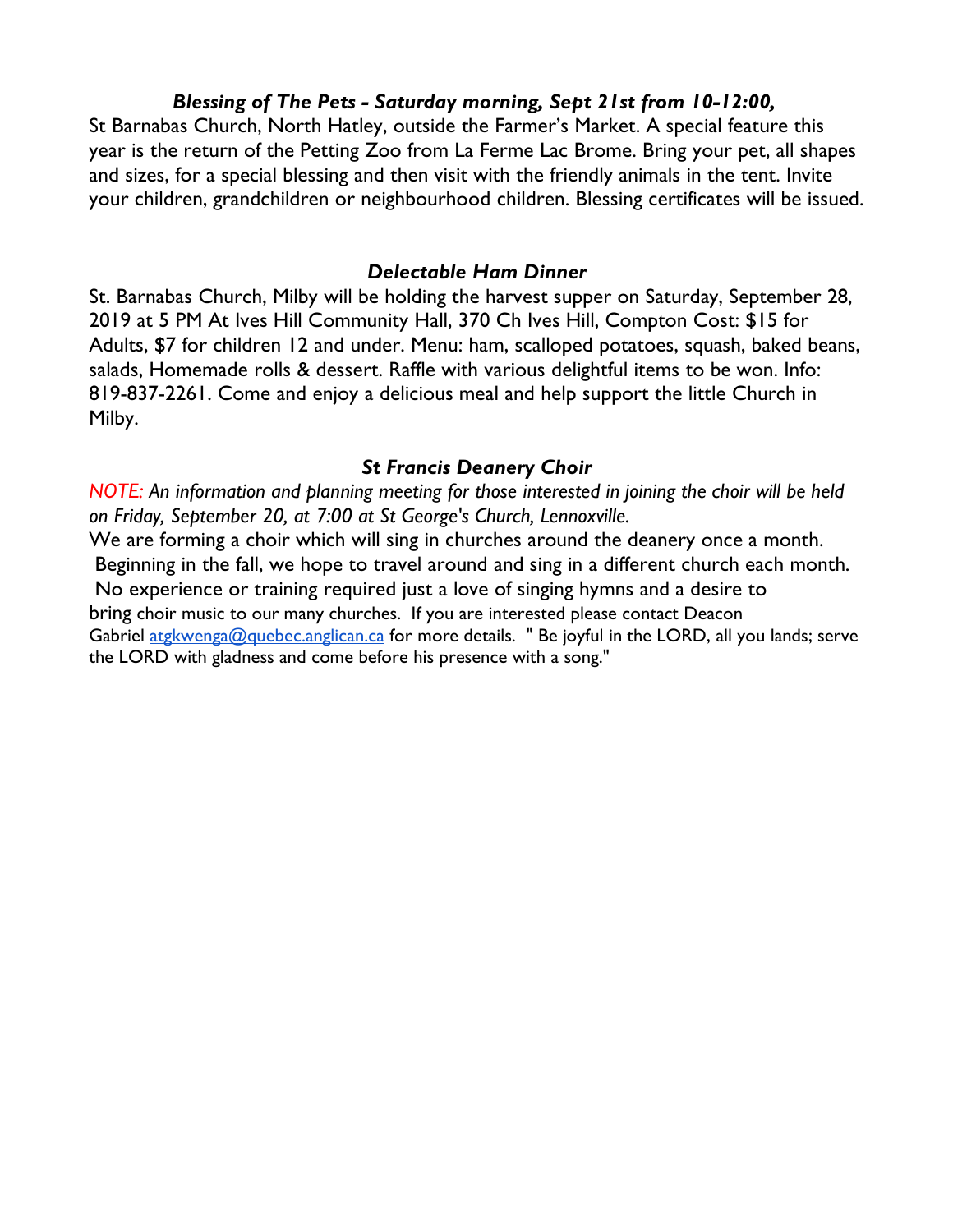### *Blessing of The Pets - Saturday morning, Sept 21st from 10-12:00,*

St Barnabas Church, North Hatley, outside the Farmer's Market. A special feature this year is the return of the Petting Zoo from La Ferme Lac Brome. Bring your pet, all shapes and sizes, for a special blessing and then visit with the friendly animals in the tent. Invite your children, grandchildren or neighbourhood children. Blessing certificates will be issued.

### *Delectable Ham Dinner*

St. Barnabas Church, Milby will be holding the harvest supper on Saturday, September 28, 2019 at 5 PM At Ives Hill Community Hall, 370 Ch Ives Hill, Compton Cost: $15 for Adults, $7 for children 12 and under. Menu: ham, scalloped potatoes, squash, baked beans, salads, Homemade rolls & dessert. Raffle with various delightful items to be won. Info: 819-837-2261. Come and enjoy a delicious meal and help support the little Church in Milby.

### *St Francis Deanery Choir*

*NOTE: An information and planning meeting for those interested in joining the choir will be held on Friday, September 20, at 7:00 at St George's Church, Lennoxville.*

We are forming a choir which will sing in churches around the deanery once a month. Beginning in the fall, we hope to travel around and sing in a different church each month. No experience or training required just a love of singing hymns and a desire to bring choir music to our many churches. If you are interested please contact Deacon Gabriel atgkwenga@quebec.anglican.ca for more details. " Be joyful in the LORD, all you lands; serve the LORD with gladness and come before his presence with a song."